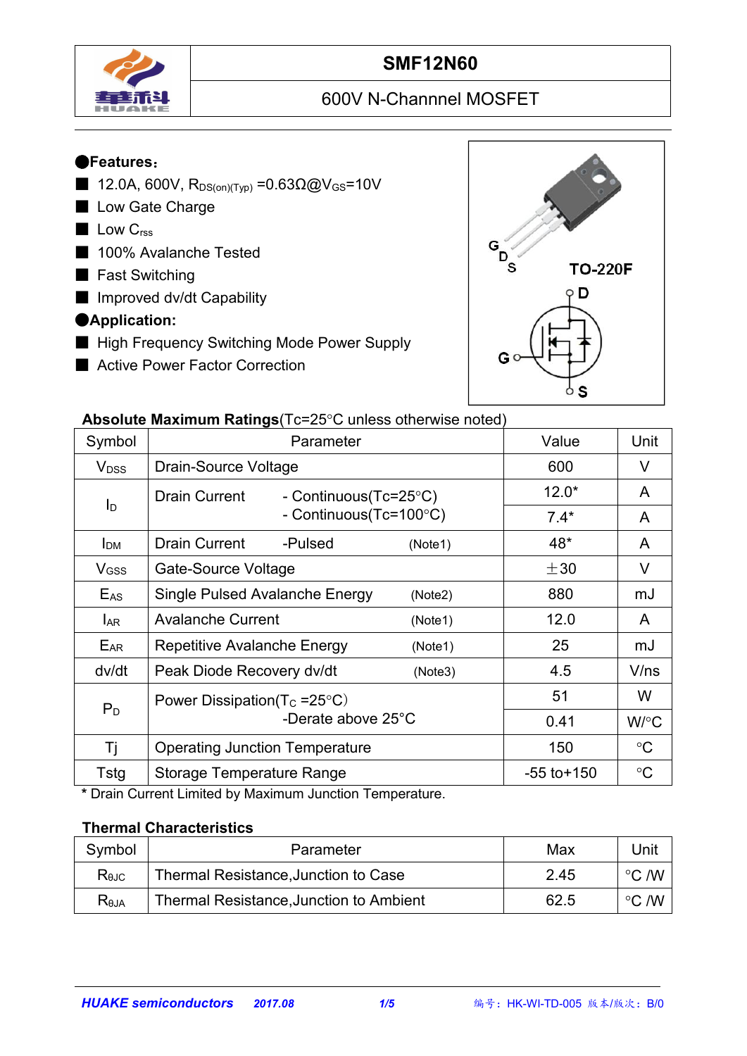# SMF12N60

## 600V N-Channnel MOSFET

●**Features:**

- 12.0A, 600V, $R_{DS(on)(Typ)}$ =0.63Ω@$V_{GS}$=10V
- Low Gate Charge
- Low $C_{rss}$
- 100% Avalanche Tested
- Fast Switching
- Improved dv/dt Capability

●**Application:**

- High Frequency Switching Mode Power Supply
- Active Power Factor Correction

TO-220F

G D S

**Absolute Maximum Ratings**(Tc=25°C unless otherwise noted)

| Symbol | Parameter | Value | Unit |
|---|---|---|---|
| $V_{DSS}$ | Drain-Source Voltage | 600 | V |
| $I_D$ | Drain Current - Continuous(Tc=25°C) | 12.0* | A |
| | - Continuous(Tc=100°C) | 7.4* | A |
| $I_{DM}$ | Drain Current -Pulsed (Note1) | 48* | A |
| $V_{GSS}$ | Gate-Source Voltage | ±30 | V |
| $E_{AS}$ | Single Pulsed Avalanche Energy (Note2) | 880 | mJ |
| $I_{AR}$ | Avalanche Current (Note1) | 12.0 | A |
| $E_{AR}$ | Repetitive Avalanche Energy (Note1) | 25 | mJ |
| dv/dt | Peak Diode Recovery dv/dt (Note3) | 4.5 | V/ns |
| $P_D$ | Power Dissipation($T_C$ =25°C) | 51 | W |
| | -Derate above 25°C | 0.41 | W/°C |
| Tj | Operating Junction Temperature | 150 | °C |
| Tstg | Storage Temperature Range | -55 to+150 | °C |

\* Drain Current Limited by Maximum Junction Temperature.

**Thermal Characteristics**

| Symbol | Parameter | Max | Unit |
|---|---|---|---|
| $R_{\theta JC}$ | Thermal Resistance,Junction to Case | 2.45 | °C /W |
| $R_{\theta JA}$ | Thermal Resistance,Junction to Ambient | 62.5 | °C /W |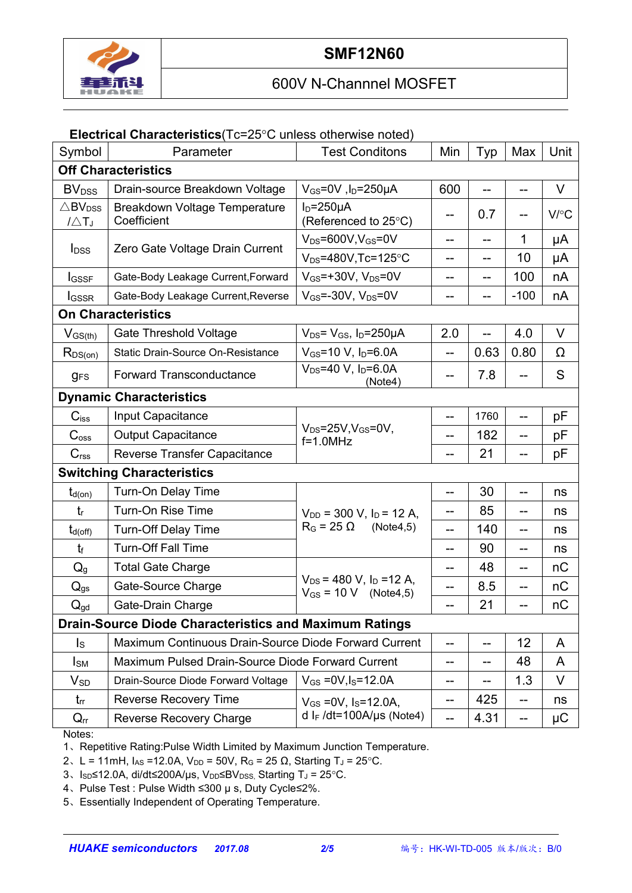# SMF12N60

## 600V N-Channnel MOSFET

**Electrical Characteristics**(Tc=25°C unless otherwise noted)

| Symbol | Parameter | Test Conditons | Min | Typ | Max | Unit |
|---|---|---|---|---|---|---|
| **Off Characteristics** | | | | | | |
| $BV_{DSS}$ | Drain-source Breakdown Voltage | $V_{GS}$=0V ,$I_D$=250μA | 600 | -- | -- | V |
| $\triangle BV_{DSS}/\triangle T_J$ | Breakdown Voltage Temperature Coefficient | $I_D$=250μA (Referenced to 25°C) | -- | 0.7 | -- | V/°C |
| $I_{DSS}$ | Zero Gate Voltage Drain Current | $V_{DS}$=600V,$V_{GS}$=0V | -- | -- | 1 | μA |
| | | $V_{DS}$=480V,Tc=125°C | -- | -- | 10 | μA |
| $I_{GSSF}$ | Gate-Body Leakage Current,Forward | $V_{GS}$=+30V, $V_{DS}$=0V | -- | -- | 100 | nA |
| $I_{GSSR}$ | Gate-Body Leakage Current,Reverse | $V_{GS}$=-30V, $V_{DS}$=0V | -- | -- | -100 | nA |
| **On Characteristics** | | | | | | |
| $V_{GS(th)}$ | Gate Threshold Voltage | $V_{DS}$= $V_{GS}$, $I_D$=250μA | 2.0 | -- | 4.0 | V |
| $R_{DS(on)}$ | Static Drain-Source On-Resistance | $V_{GS}$=10 V, $I_D$=6.0A | -- | 0.63 | 0.80 | Ω |
| $g_{FS}$ | Forward Transconductance | $V_{DS}$=40 V, $I_D$=6.0A (Note4) | -- | 7.8 | -- | S |
| **Dynamic Characteristics** | | | | | | |
| $C_{iss}$ | Input Capacitance | $V_{DS}$=25V,$V_{GS}$=0V, f=1.0MHz | -- | 1760 | -- | pF |
| $C_{oss}$ | Output Capacitance | | -- | 182 | -- | pF |
| $C_{rss}$ | Reverse Transfer Capacitance | | -- | 21 | -- | pF |
| **Switching Characteristics** | | | | | | |
| $t_{d(on)}$ | Turn-On Delay Time | $V_{DD}$ = 300 V, $I_D$ = 12 A, $R_G$ = 25 Ω (Note4,5) | -- | 30 | -- | ns |
| $t_r$ | Turn-On Rise Time | | -- | 85 | -- | ns |
| $t_{d(off)}$ | Turn-Off Delay Time | | -- | 140 | -- | ns |
| $t_f$ | Turn-Off Fall Time | | -- | 90 | -- | ns |
| $Q_g$ | Total Gate Charge | $V_{DS}$ = 480 V, $I_D$ =12 A, $V_{GS}$ = 10 V (Note4,5) | -- | 48 | -- | nC |
| $Q_{gs}$ | Gate-Source Charge | | -- | 8.5 | -- | nC |
| $Q_{gd}$ | Gate-Drain Charge | | -- | 21 | -- | nC |
| **Drain-Source Diode Characteristics and Maximum Ratings** | | | | | | |
| $I_S$ | Maximum Continuous Drain-Source Diode Forward Current | | -- | -- | 12 | A |
| $I_{SM}$ | Maximum Pulsed Drain-Source Diode Forward Current | | -- | -- | 48 | A |
| $V_{SD}$ | Drain-Source Diode Forward Voltage | $V_{GS}$ =0V,$I_S$=12.0A | -- | -- | 1.3 | V |
| $t_{rr}$ | Reverse Recovery Time | $V_{GS}$ =0V, $I_S$=12.0A, d $I_F$ /dt=100A/μs (Note4) | -- | 425 | -- | ns |
| $Q_{rr}$ | Reverse Recovery Charge | | -- | 4.31 | -- | μC |

Notes:

1、Repetitive Rating:Pulse Width Limited by Maximum Junction Temperature.

2、L = 11mH, $I_{AS}$ =12.0A, $V_{DD}$ = 50V, $R_G$ = 25 Ω, Starting $T_J$ = 25°C.

3、$I_{SD}$≤12.0A, di/dt≤200A/μs, $V_{DD}$≤$BV_{DSS}$, Starting $T_J$ = 25°C.

4、Pulse Test : Pulse Width ≤300 μ s, Duty Cycle≤2%.

5、Essentially Independent of Operating Temperature.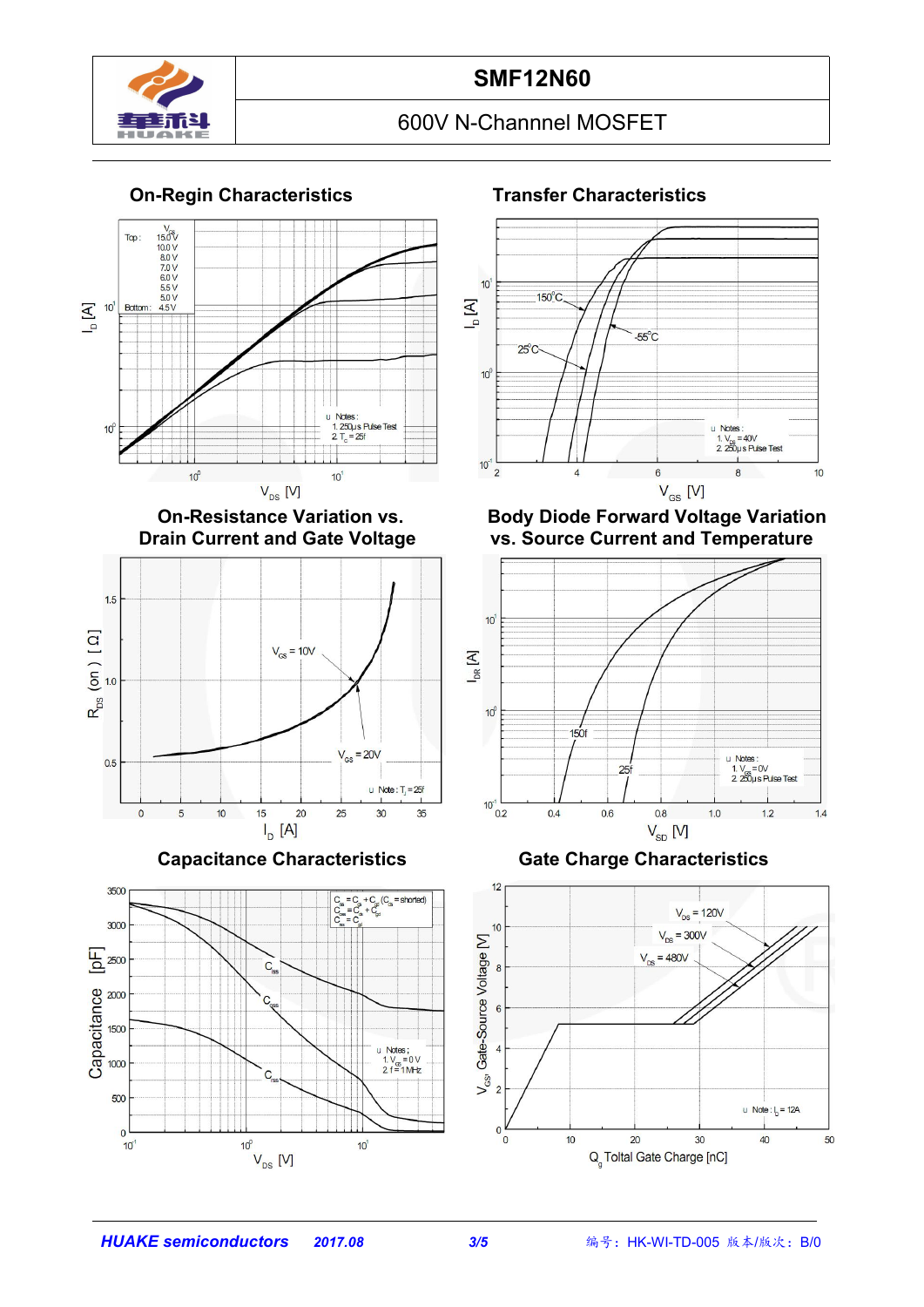# SMF12N60

600V N-Channnel MOSFET

## On-Regin Characteristics

$V_{GS}$
Top : 15.0 V
10.0 V
8.0 V
7.0 V
6.0 V
5.5 V
5.0 V
Bottom : 4.5 V

Notes :
1. 250μs Pulse Test
2. $T_C$ = 25f

$I_D$ [A]

$V_{DS}$ [V]

## Transfer Characteristics

150°C
-55°C
25°C

Notes :
1. $V_{DS}$ = 40V
2. 250μs Pulse Test

$I_D$ [A]

$V_{GS}$ [V]

## On-Resistance Variation vs. Drain Current and Gate Voltage

$V_{GS}$ = 10V
$V_{GS}$ = 20V

Note : $T_J$ = 25f

$R_{DS}$ (on) [ Ω]

$I_D$ [A]

## Body Diode Forward Voltage Variation vs. Source Current and Temperature

150f
25f

Notes :
1. $V_{GS}$ = 0V
2. 250μs Pulse Test

$I_{DR}$ [A]

$V_{SD}$ [V]

## Capacitance Characteristics

$C_{iss} = C_{gs} + C_{gd}$ ($C_{ds}$ = shorted)
$C_{oss} = C_{ds} + C_{gd}$
$C_{rss} = C_{gd}$

$C_{iss}$
$C_{oss}$
$C_{rss}$

Notes ;
1. $V_{GS}$ = 0 V
2. f = 1MHz

Capacitance [pF]

$V_{DS}$ [V]

## Gate Charge Characteristics

$V_{DS}$ = 120V
$V_{DS}$ = 300V
$V_{DS}$ = 480V

Note : $I_D$ = 12A

$V_{GS}$, Gate-Source Voltage [V]

$Q_g$, Toltal Gate Charge [nC]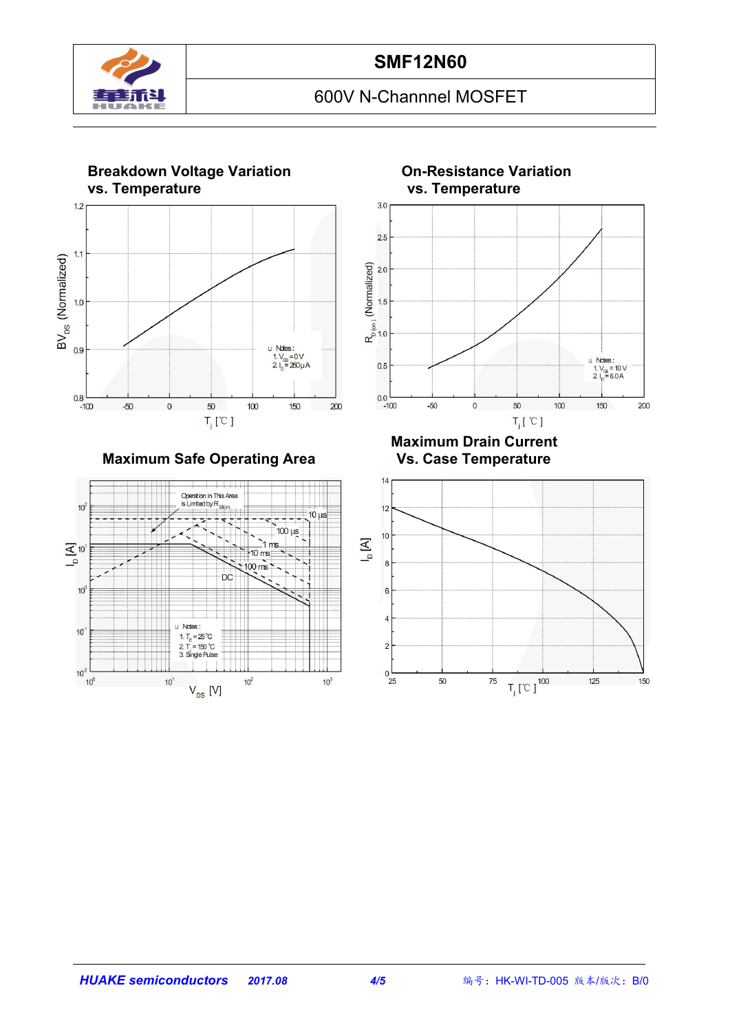## Breakdown Voltage Variation vs. Temperature

$BV_{DS}$ (Normalized) vs. $T_j$ [℃]

Notes:
1. $V_{GS}$ = 0 V
2. $I_D$ = 250 μA

## On-Resistance Variation vs. Temperature

$R_{DS(on)}$ (Normalized) vs. $T_j$ [℃]

Notes:
1. $V_{GS}$ = 10 V
2. $I_D$ = 6.0 A

## Maximum Safe Operating Area

$I_D$ [A] vs. $V_{DS}$ [V]

Operation in This Area is Limited by $R_{DS(on)}$

10 μs, 100 μs, 1 ms, 10 ms, 100 ms, DC

Notes:
1. $T_C$ = 25 ℃
2. $T_j$ = 150 ℃
3. Single Pulse

## Maximum Drain Current Vs. Case Temperature

$I_D$ [A] vs. $T_j$ [℃]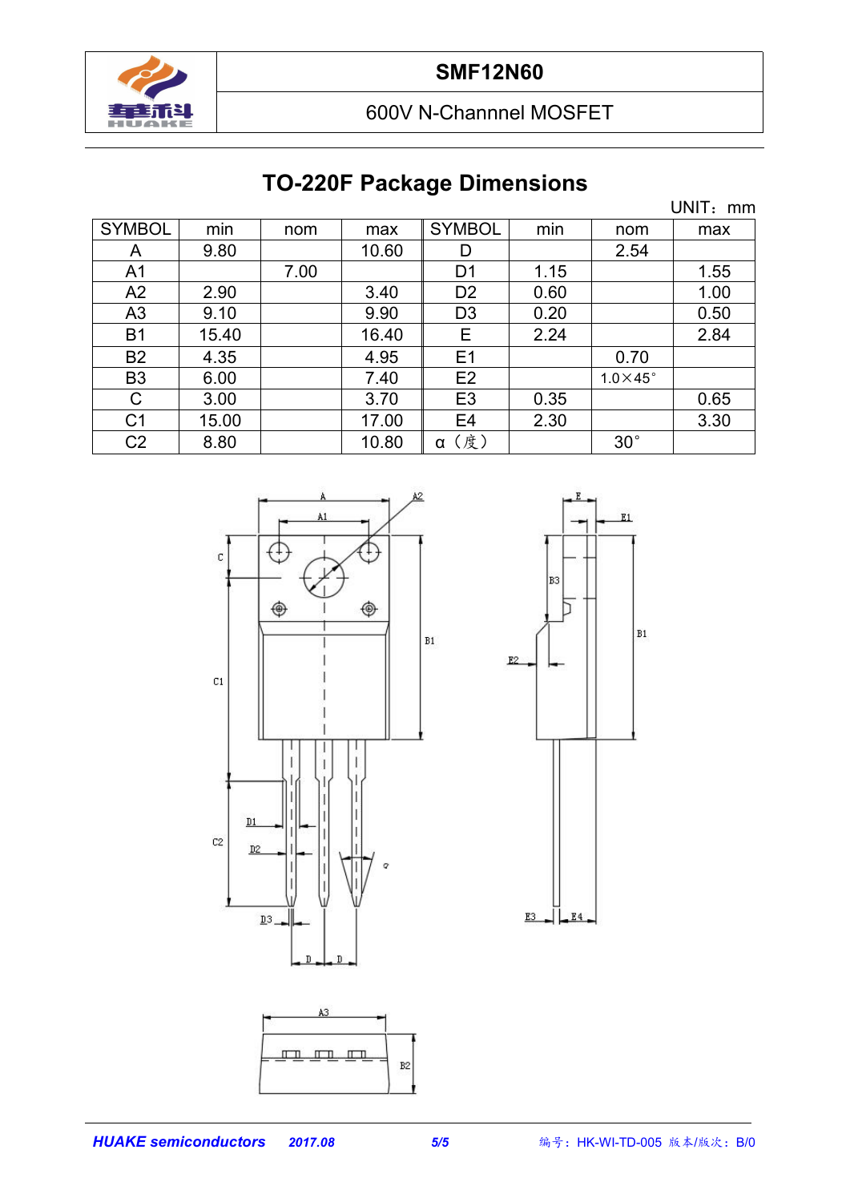# TO-220F Package Dimensions

UNIT：mm

| SYMBOL | min | nom | max | SYMBOL | min | nom | max |
|---|---|---|---|---|---|---|---|
| A | 9.80 | | 10.60 | D | | 2.54 | |
| A1 | | 7.00 | | D1 | 1.15 | | 1.55 |
| A2 | 2.90 | | 3.40 | D2 | 0.60 | | 1.00 |
| A3 | 9.10 | | 9.90 | D3 | 0.20 | | 0.50 |
| B1 | 15.40 | | 16.40 | E | 2.24 | | 2.84 |
| B2 | 4.35 | | 4.95 | E1 | | 0.70 | |
| B3 | 6.00 | | 7.40 | E2 | | 1.0×45° | |
| C | 3.00 | | 3.70 | E3 | 0.35 | | 0.65 |
| C1 | 15.00 | | 17.00 | E4 | 2.30 | | 3.30 |
| C2 | 8.80 | | 10.80 | α（度） | | 30° | |

A
A1
A2
C
C1
C2
B1
D1
D2
D3
D
D
α
E
E1
B3
E2
B1
E3
E4
A3
B2